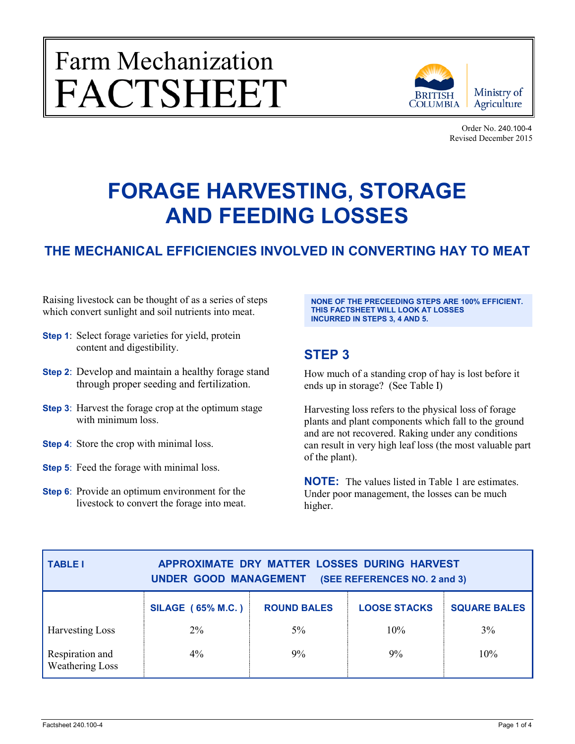Farm Mechanization
FACTSHEET

BRITISH COLUMBIA | Ministry of Agriculture

Order No. 240.100-4
Revised December 2015

# FORAGE HARVESTING, STORAGE AND FEEDING LOSSES

## THE MECHANICAL EFFICIENCIES INVOLVED IN CONVERTING HAY TO MEAT

Raising livestock can be thought of as a series of steps which convert sunlight and soil nutrients into meat.

**Step 1**: Select forage varieties for yield, protein content and digestibility.

**Step 2**: Develop and maintain a healthy forage stand through proper seeding and fertilization.

**Step 3**: Harvest the forage crop at the optimum stage with minimum loss.

**Step 4**: Store the crop with minimal loss.

**Step 5**: Feed the forage with minimal loss.

**Step 6**: Provide an optimum environment for the livestock to convert the forage into meat.

**NONE OF THE PRECEEDING STEPS ARE 100% EFFICIENT. THIS FACTSHEET WILL LOOK AT LOSSES INCURRED IN STEPS 3, 4 AND 5.**

## STEP 3

How much of a standing crop of hay is lost before it ends up in storage? (See Table I)

Harvesting loss refers to the physical loss of forage plants and plant components which fall to the ground and are not recovered. Raking under any conditions can result in very high leaf loss (the most valuable part of the plant).

**NOTE:** The values listed in Table 1 are estimates. Under poor management, the losses can be much higher.

**TABLE I — APPROXIMATE DRY MATTER LOSSES DURING HARVEST UNDER GOOD MANAGEMENT (SEE REFERENCES NO. 2 and 3)**

| | SILAGE (65% M.C.) | ROUND BALES | LOOSE STACKS | SQUARE BALES |
|---|---|---|---|---|
| Harvesting Loss | 2% | 5% | 10% | 3% |
| Respiration and Weathering Loss | 4% | 9% | 9% | 10% |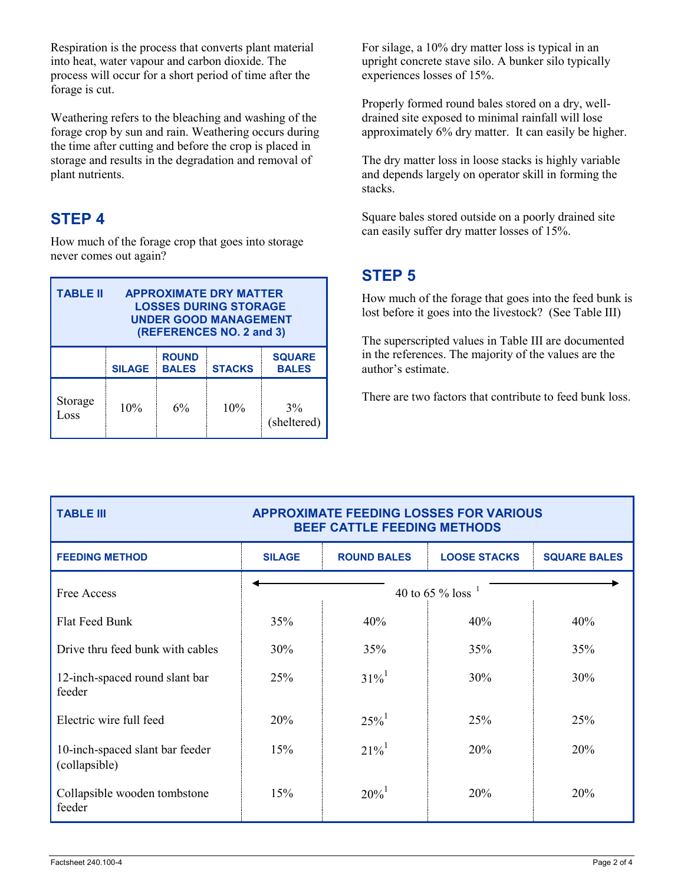Respiration is the process that converts plant material into heat, water vapour and carbon dioxide. The process will occur for a short period of time after the forage is cut.

Weathering refers to the bleaching and washing of the forage crop by sun and rain. Weathering occurs during the time after cutting and before the crop is placed in storage and results in the degradation and removal of plant nutrients.

## STEP 4

How much of the forage crop that goes into storage never comes out again?

| TABLE II APPROXIMATE DRY MATTER LOSSES DURING STORAGE UNDER GOOD MANAGEMENT (REFERENCES NO. 2 and 3) | | | | |
|---|---|---|---|---|
| | SILAGE | ROUND BALES | STACKS | SQUARE BALES |
| Storage Loss | 10% | 6% | 10% | 3% (sheltered) |

For silage, a 10% dry matter loss is typical in an upright concrete stave silo. A bunker silo typically experiences losses of 15%.

Properly formed round bales stored on a dry, well-drained site exposed to minimal rainfall will lose approximately 6% dry matter. It can easily be higher.

The dry matter loss in loose stacks is highly variable and depends largely on operator skill in forming the stacks.

Square bales stored outside on a poorly drained site can easily suffer dry matter losses of 15%.

## STEP 5

How much of the forage that goes into the feed bunk is lost before it goes into the livestock? (See Table III)

The superscripted values in Table III are documented in the references. The majority of the values are the author's estimate.

There are two factors that contribute to feed bunk loss.

| TABLE III APPROXIMATE FEEDING LOSSES FOR VARIOUS BEEF CATTLE FEEDING METHODS | | | | |
|---|---|---|---|---|
| FEEDING METHOD | SILAGE | ROUND BALES | LOOSE STACKS | SQUARE BALES |
| Free Access | ← 40 to 65 % loss [1] → | | | |
| Flat Feed Bunk | 35% | 40% | 40% | 40% |
| Drive thru feed bunk with cables | 30% | 35% | 35% | 35% |
| 12-inch-spaced round slant bar feeder | 25% | 31%[1] | 30% | 30% |
| Electric wire full feed | 20% | 25%[1] | 25% | 25% |
| 10-inch-spaced slant bar feeder (collapsible) | 15% | 21%[1] | 20% | 20% |
| Collapsible wooden tombstone feeder | 15% | 20%[1] | 20% | 20% |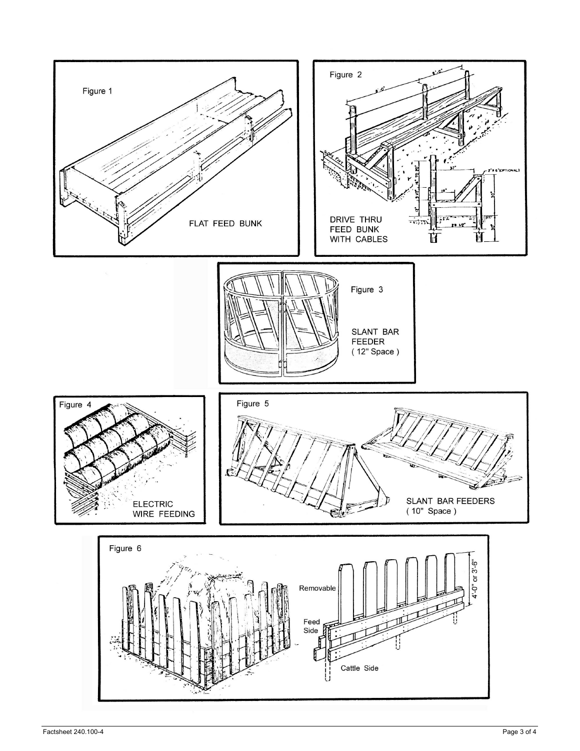Figure 1

FLAT FEED BUNK

Figure 2

DRIVE THRU FEED BUNK WITH CABLES

Figure 3

SLANT BAR FEEDER ( 12" Space )

Figure 4

ELECTRIC WIRE FEEDING

Figure 5

SLANT BAR FEEDERS ( 10" Space )

Figure 6

Removable

Feed Side

Cattle Side

4'-0" or 3'-6"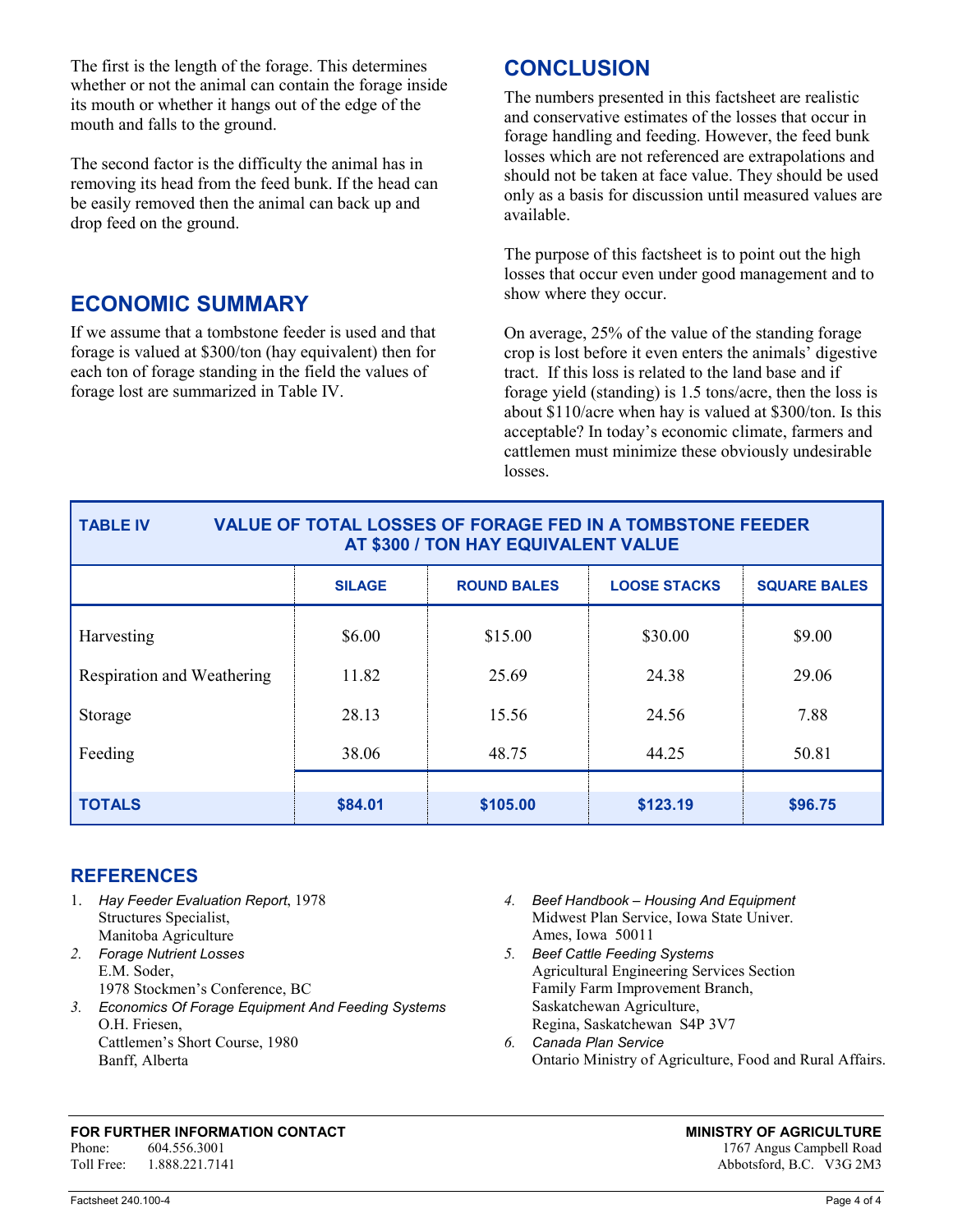The first is the length of the forage. This determines whether or not the animal can contain the forage inside its mouth or whether it hangs out of the edge of the mouth and falls to the ground.

The second factor is the difficulty the animal has in removing its head from the feed bunk. If the head can be easily removed then the animal can back up and drop feed on the ground.

## ECONOMIC SUMMARY

If we assume that a tombstone feeder is used and that forage is valued at $300/ton (hay equivalent) then for each ton of forage standing in the field the values of forage lost are summarized in Table IV.

## CONCLUSION

The numbers presented in this factsheet are realistic and conservative estimates of the losses that occur in forage handling and feeding. However, the feed bunk losses which are not referenced are extrapolations and should not be taken at face value. They should be used only as a basis for discussion until measured values are available.

The purpose of this factsheet is to point out the high losses that occur even under good management and to show where they occur.

On average, 25% of the value of the standing forage crop is lost before it even enters the animals' digestive tract. If this loss is related to the land base and if forage yield (standing) is 1.5 tons/acre, then the loss is about $110/acre when hay is valued at $300/ton. Is this acceptable? In today's economic climate, farmers and cattlemen must minimize these obviously undesirable losses.

**TABLE IV VALUE OF TOTAL LOSSES OF FORAGE FED IN A TOMBSTONE FEEDER AT $300 / TON HAY EQUIVALENT VALUE**

| | SILAGE | ROUND BALES | LOOSE STACKS | SQUARE BALES |
|---|---|---|---|---|
| Harvesting | $6.00 | $15.00 | $30.00 | $9.00 |
| Respiration and Weathering | 11.82 | 25.69 | 24.38 | 29.06 |
| Storage | 28.13 | 15.56 | 24.56 | 7.88 |
| Feeding | 38.06 | 48.75 | 44.25 | 50.81 |
| **TOTALS** | **$84.01** | **$105.00** | **$123.19** | **$96.75** |

## REFERENCES

1. *Hay Feeder Evaluation Report*, 1978
   Structures Specialist,
   Manitoba Agriculture
2. *Forage Nutrient Losses*
   E.M. Soder,
   1978 Stockmen's Conference, BC
3. *Economics Of Forage Equipment And Feeding Systems*
   O.H. Friesen,
   Cattlemen's Short Course, 1980
   Banff, Alberta
4. *Beef Handbook – Housing And Equipment*
   Midwest Plan Service, Iowa State Univer.
   Ames, Iowa 50011
5. *Beef Cattle Feeding Systems*
   Agricultural Engineering Services Section
   Family Farm Improvement Branch,
   Saskatchewan Agriculture,
   Regina, Saskatchewan S4P 3V7
6. *Canada Plan Service*
   Ontario Ministry of Agriculture, Food and Rural Affairs.

**FOR FURTHER INFORMATION CONTACT**
Phone: 604.556.3001
Toll Free: 1.888.221.7141

**MINISTRY OF AGRICULTURE**
1767 Angus Campbell Road
Abbotsford, B.C. V3G 2M3